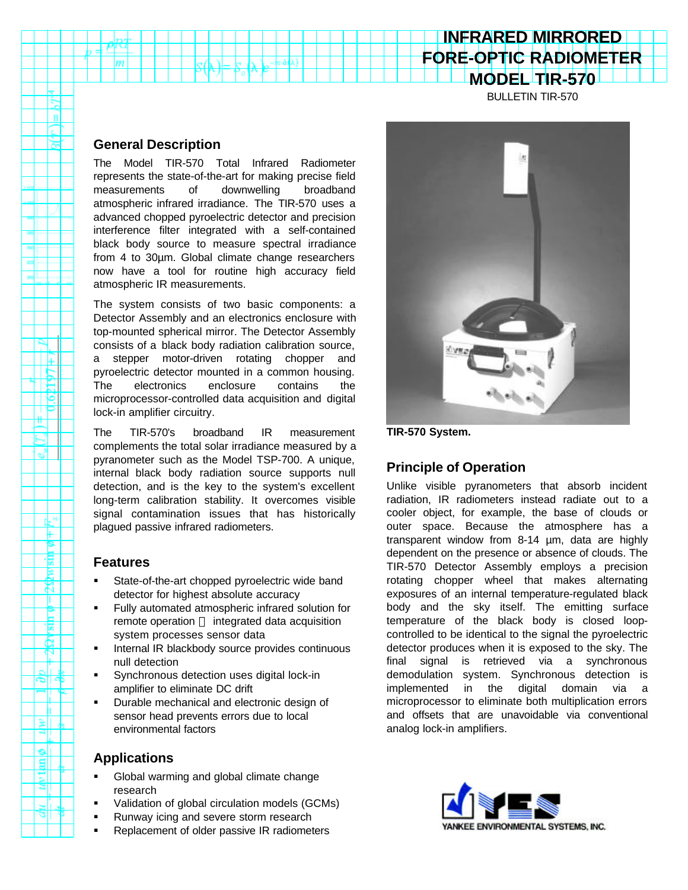# INFRARED MIRRORED FORE-OPTIC RADIOMETER MODEL TIR-570

BULLETIN TIR-570

## General Description

The Model TIR-570 Total Infrared Radiometer represents the state-of-the-art for making precise field measurements of downwelling broadband atmospheric infrared irradiance. The TIR-570 uses a advanced chopped pyroelectric detector and precision interference filter integrated with a self-contained black body source to measure spectral irradiance from 4 to 30µm. Global climate change researchers now have a tool for routine high accuracy field atmospheric IR measurements.

The system consists of two basic components: a Detector Assembly and an electronics enclosure with top-mounted spherical mirror. The Detector Assembly consists of a black body radiation calibration source, a stepper motor-driven rotating chopper and pyroelectric detector mounted in a common housing. The electronics enclosure contains the microprocessor-controlled data acquisition and digital lock-in amplifier circuitry.

The TIR-570's broadband IR measurement complements the total solar irradiance measured by a pyranometer such as the Model TSP-700. A unique, internal black body radiation source supports null detection, and is the key to the system's excellent long-term calibration stability. It overcomes visible signal contamination issues that has historically plagued passive infrared radiometers.

## Features

- State-of-the-art chopped pyroelectric wide band detector for highest absolute accuracy
- Fully automated atmospheric infrared solution for remote operation  integrated data acquisition system processes sensor data
- Internal IR blackbody source provides continuous null detection
- Synchronous detection uses digital lock-in amplifier to eliminate DC drift
- Durable mechanical and electronic design of sensor head prevents errors due to local environmental factors

## Applications

- Global warming and global climate change research
- Validation of global circulation models (GCMs)
- Runway icing and severe storm research
- Replacement of older passive IR radiometers

**TIR-570 System.**

## Principle of Operation

Unlike visible pyranometers that absorb incident radiation, IR radiometers instead radiate out to a cooler object, for example, the base of clouds or outer space. Because the atmosphere has a transparent window from 8-14 µm, data are highly dependent on the presence or absence of clouds. The TIR-570 Detector Assembly employs a precision rotating chopper wheel that makes alternating exposures of an internal temperature-regulated black body and the sky itself. The emitting surface temperature of the black body is closed loop-controlled to be identical to the signal the pyroelectric detector produces when it is exposed to the sky. The final signal is retrieved via a synchronous demodulation system. Synchronous detection is implemented in the digital domain via a microprocessor to eliminate both multiplication errors and offsets that are unavoidable via conventional analog lock-in amplifiers.

YANKEE ENVIRONMENTAL SYSTEMS, INC.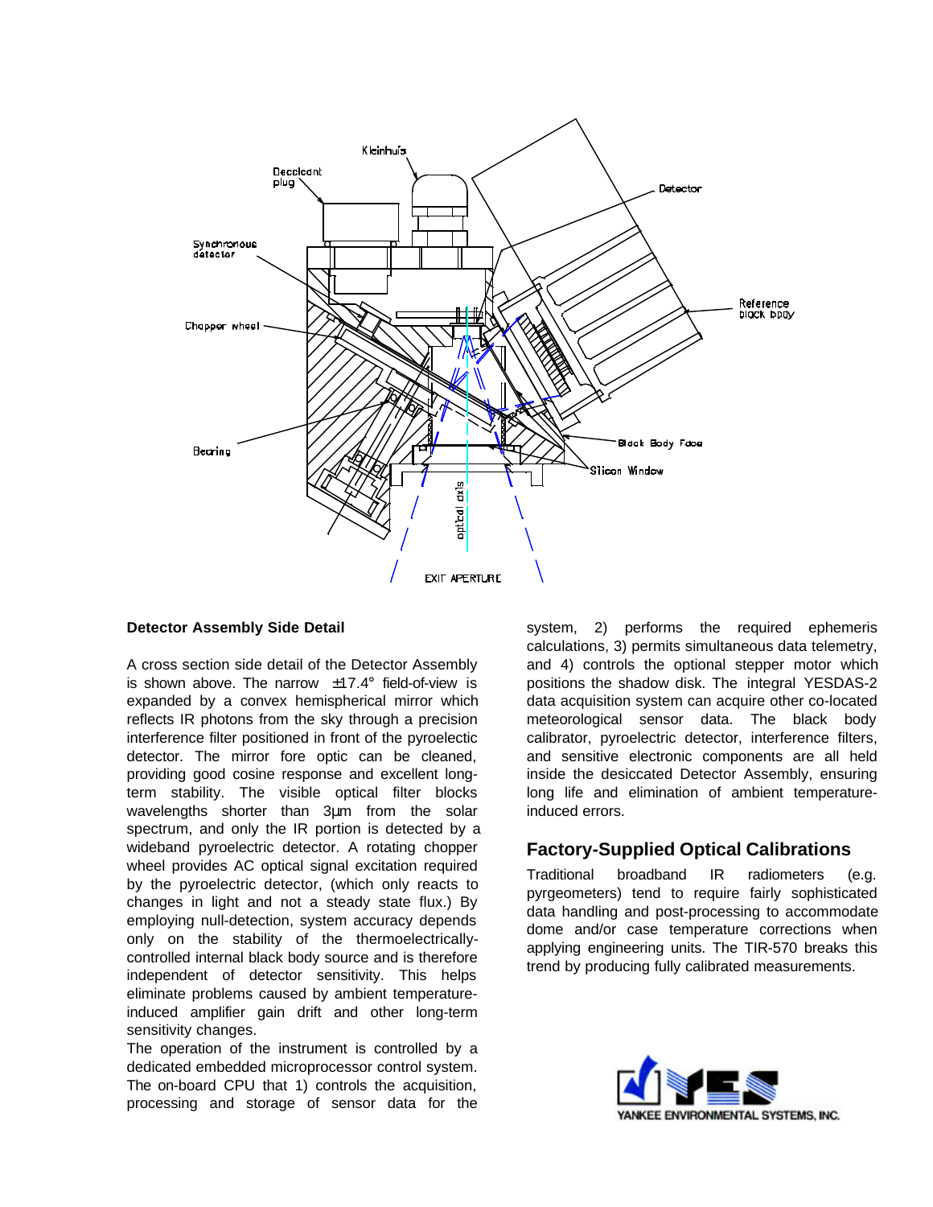**Detector Assembly Side Detail**

A cross section side detail of the Detector Assembly is shown above. The narrow ±17.4° field-of-view is expanded by a convex hemispherical mirror which reflects IR photons from the sky through a precision interference filter positioned in front of the pyroelectic detector. The mirror fore optic can be cleaned, providing good cosine response and excellent long-term stability. The visible optical filter blocks wavelengths shorter than 3µm from the solar spectrum, and only the IR portion is detected by a wideband pyroelectric detector. A rotating chopper wheel provides AC optical signal excitation required by the pyroelectric detector, (which only reacts to changes in light and not a steady state flux.) By employing null-detection, system accuracy depends only on the stability of the thermoelectrically-controlled internal black body source and is therefore independent of detector sensitivity. This helps eliminate problems caused by ambient temperature-induced amplifier gain drift and other long-term sensitivity changes.

The operation of the instrument is controlled by a dedicated embedded microprocessor control system. The on-board CPU that 1) controls the acquisition, processing and storage of sensor data for the system, 2) performs the required ephemeris calculations, 3) permits simultaneous data telemetry, and 4) controls the optional stepper motor which positions the shadow disk. The integral YESDAS-2 data acquisition system can acquire other co-located meteorological sensor data. The black body calibrator, pyroelectric detector, interference filters, and sensitive electronic components are all held inside the desiccated Detector Assembly, ensuring long life and elimination of ambient temperature-induced errors.

## Factory-Supplied Optical Calibrations

Traditional broadband IR radiometers (e.g. pyrgeometers) tend to require fairly sophisticated data handling and post-processing to accommodate dome and/or case temperature corrections when applying engineering units. The TIR-570 breaks this trend by producing fully calibrated measurements.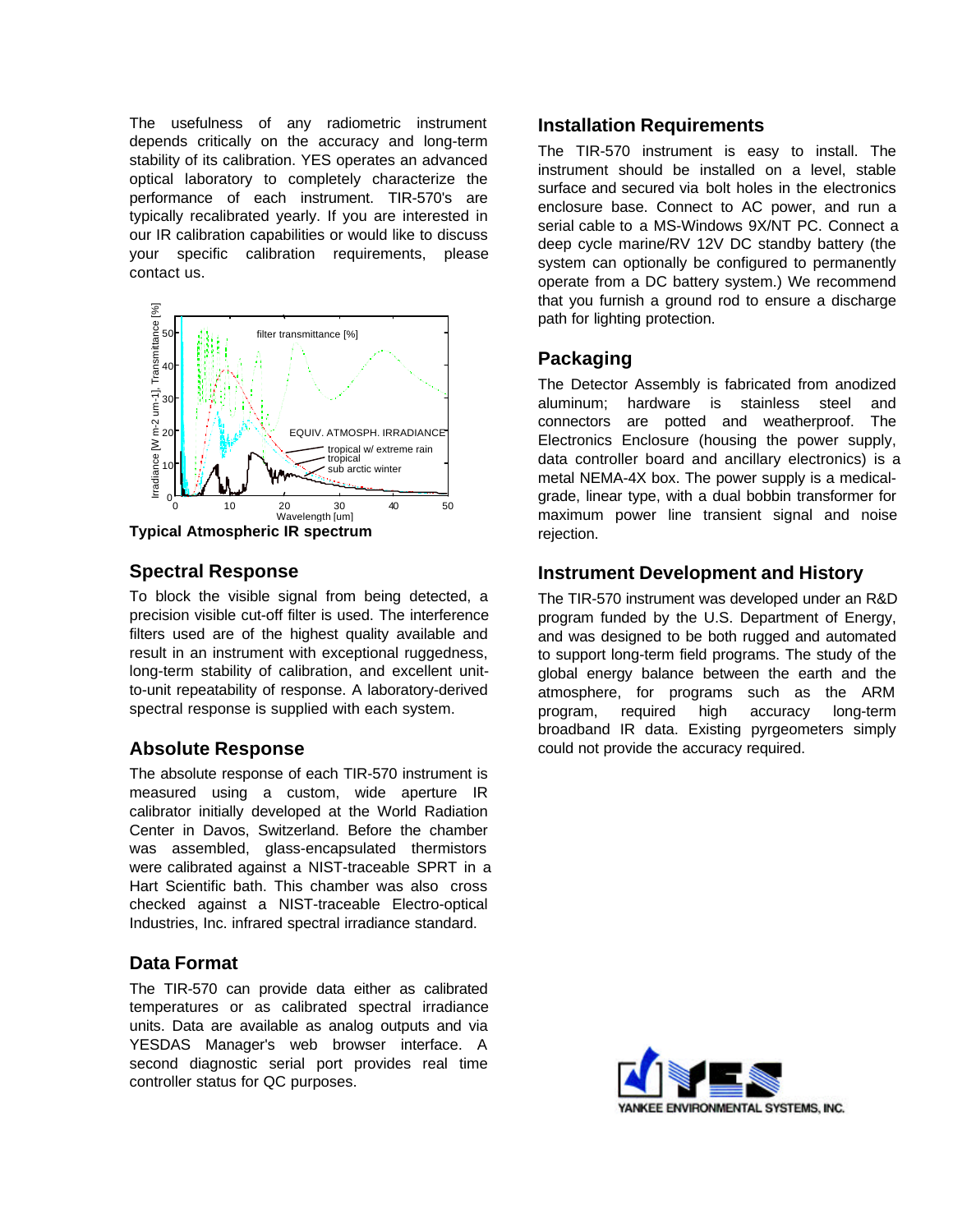The usefulness of any radiometric instrument depends critically on the accuracy and long-term stability of its calibration. YES operates an advanced optical laboratory to completely characterize the performance of each instrument. TIR-570's are typically recalibrated yearly. If you are interested in our IR calibration capabilities or would like to discuss your specific calibration requirements, please contact us.

**Typical Atmospheric IR spectrum**

## Spectral Response

To block the visible signal from being detected, a precision visible cut-off filter is used. The interference filters used are of the highest quality available and result in an instrument with exceptional ruggedness, long-term stability of calibration, and excellent unit-to-unit repeatability of response. A laboratory-derived spectral response is supplied with each system.

## Absolute Response

The absolute response of each TIR-570 instrument is measured using a custom, wide aperture IR calibrator initially developed at the World Radiation Center in Davos, Switzerland. Before the chamber was assembled, glass-encapsulated thermistors were calibrated against a NIST-traceable SPRT in a Hart Scientific bath. This chamber was also cross checked against a NIST-traceable Electro-optical Industries, Inc. infrared spectral irradiance standard.

## Data Format

The TIR-570 can provide data either as calibrated temperatures or as calibrated spectral irradiance units. Data are available as analog outputs and via YESDAS Manager's web browser interface. A second diagnostic serial port provides real time controller status for QC purposes.

## Installation Requirements

The TIR-570 instrument is easy to install. The instrument should be installed on a level, stable surface and secured via bolt holes in the electronics enclosure base. Connect to AC power, and run a serial cable to a MS-Windows 9X/NT PC. Connect a deep cycle marine/RV 12V DC standby battery (the system can optionally be configured to permanently operate from a DC battery system.) We recommend that you furnish a ground rod to ensure a discharge path for lighting protection.

## Packaging

The Detector Assembly is fabricated from anodized aluminum; hardware is stainless steel and connectors are potted and weatherproof. The Electronics Enclosure (housing the power supply, data controller board and ancillary electronics) is a metal NEMA-4X box. The power supply is a medical-grade, linear type, with a dual bobbin transformer for maximum power line transient signal and noise rejection.

## Instrument Development and History

The TIR-570 instrument was developed under an R&D program funded by the U.S. Department of Energy, and was designed to be both rugged and automated to support long-term field programs. The study of the global energy balance between the earth and the atmosphere, for programs such as the ARM program, required high accuracy long-term broadband IR data. Existing pyrgeometers simply could not provide the accuracy required.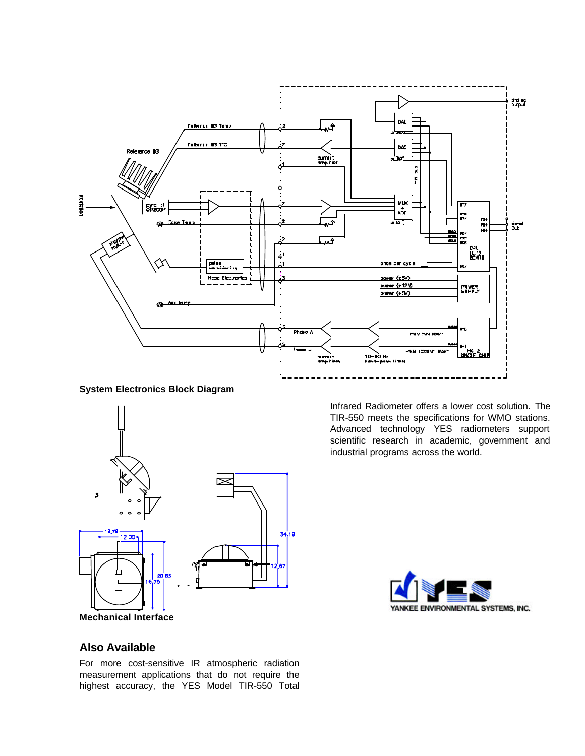**System Electronics Block Diagram**

**Mechanical Interface**

## Also Available

For more cost-sensitive IR atmospheric radiation measurement applications that do not require the highest accuracy, the YES Model TIR-550 Total Infrared Radiometer offers a lower cost solution. The TIR-550 meets the specifications for WMO stations. Advanced technology YES radiometers support scientific research in academic, government and industrial programs across the world.

YANKEE ENVIRONMENTAL SYSTEMS, INC.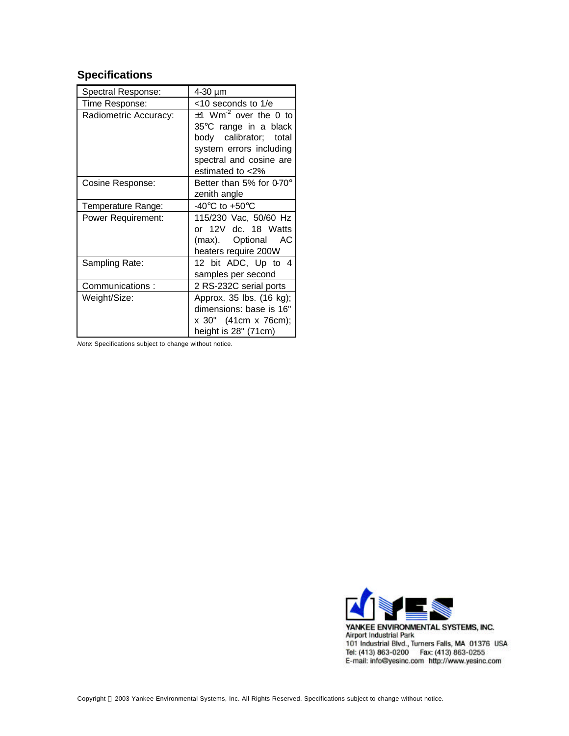## Specifications

| | |
|---|---|
| Spectral Response: | 4-30 µm |
| Time Response: | <10 seconds to 1/e |
| Radiometric Accuracy: | ±1 $Wm^{-2}$ over the 0 to 35°C range in a black body calibrator; total system errors including spectral and cosine are estimated to <2% |
| Cosine Response: | Better than 5% for 0-70° zenith angle |
| Temperature Range: | -40°C to +50°C |
| Power Requirement: | 115/230 Vac, 50/60 Hz or 12V dc. 18 Watts (max). Optional AC heaters require 200W |
| Sampling Rate: | 12 bit ADC, Up to 4 samples per second |
| Communications : | 2 RS-232C serial ports |
| Weight/Size: | Approx. 35 lbs. (16 kg); dimensions: base is 16" x 30" (41cm x 76cm); height is 28" (71cm) |

*Note*: Specifications subject to change without notice.

YANKEE ENVIRONMENTAL SYSTEMS, INC.
Airport Industrial Park
101 Industrial Blvd., Turners Falls, MA 01376 USA
Tel: (413) 863-0200 Fax: (413) 863-0255
E-mail: info@yesinc.com http://www.yesinc.com

Copyright © 2003 Yankee Environmental Systems, Inc. All Rights Reserved. Specifications subject to change without notice.